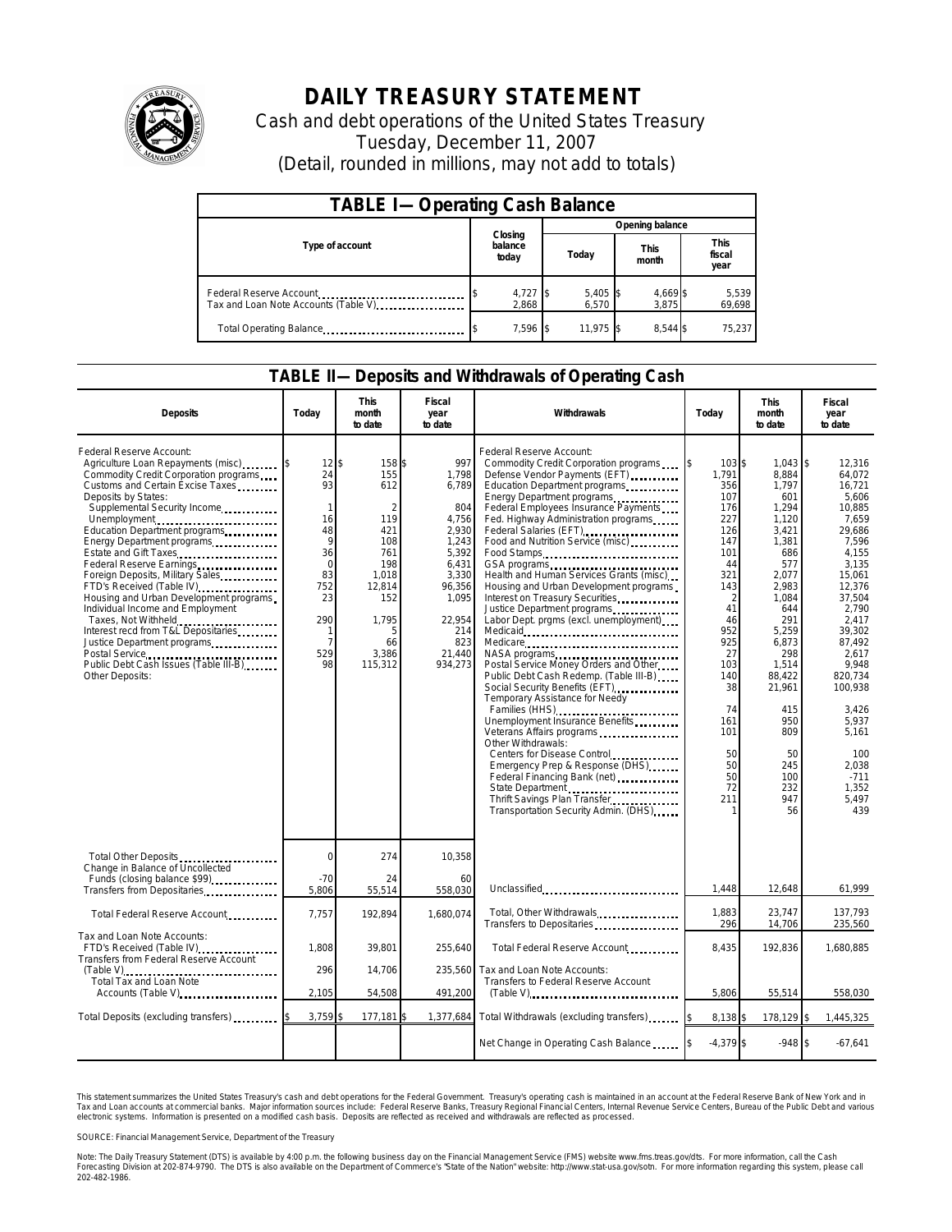# DAILY TREASURY STATEMENT

Cash and debt operations of the United States Treasury
Tuesday, December 11, 2007
(Detail, rounded in millions, may not add to totals)

## TABLE I—Operating Cash Balance

| Type of account | Closing balance today | Opening balance Today | Opening balance This month | Opening balance This fiscal year |
|---|---|---|---|---|
| Federal Reserve Account | $ 4,727 | $ 5,405 | $ 4,669 | $ 5,539 |
| Tax and Loan Note Accounts (Table V) | 2,868 | 6,570 | 3,875 | 69,698 |
| Total Operating Balance | $ 7,596 | $ 11,975 | $ 8,544 | $ 75,237 |

## TABLE II—Deposits and Withdrawals of Operating Cash

| Deposits | Today | This month to date | Fiscal year to date | Withdrawals | Today | This month to date | Fiscal year to date |
|---|---|---|---|---|---|---|---|
| Federal Reserve Account: | | | | Federal Reserve Account: | | | |
| Agriculture Loan Repayments (misc) | $ 12 | $ 158 | $ 997 | Commodity Credit Corporation programs | $ 103 | $ 1,043 | $ 12,316 |
| Commodity Credit Corporation programs | 24 | 155 | 1,798 | Defense Vendor Payments (EFT) | 1,791 | 8,884 | 64,072 |
| Customs and Certain Excise Taxes | 93 | 612 | 6,789 | Education Department programs | 356 | 1,797 | 16,721 |
| Deposits by States: | | | | Energy Department programs | 107 | 601 | 5,606 |
| Supplemental Security Income | 1 | 2 | 804 | Federal Employees Insurance Payments | 176 | 1,294 | 10,885 |
| Unemployment | 16 | 119 | 4,756 | Fed. Highway Administration programs | 227 | 1,120 | 7,659 |
| Education Department programs | 48 | 421 | 2,930 | Federal Salaries (EFT) | 126 | 3,421 | 29,686 |
| Energy Department programs | 9 | 108 | 1,243 | Food and Nutrition Service (misc) | 147 | 1,381 | 7,596 |
| Estate and Gift Taxes | 36 | 761 | 5,392 | Food Stamps | 101 | 686 | 4,155 |
| Federal Reserve Earnings | 0 | 198 | 6,431 | GSA programs | 44 | 577 | 3,135 |
| Foreign Deposits, Military Sales | 83 | 1,018 | 3,330 | Health and Human Services Grants (misc) | 321 | 2,077 | 15,061 |
| FTD's Received (Table IV) | 752 | 12,814 | 96,356 | Housing and Urban Development programs | 143 | 2,983 | 12,376 |
| Housing and Urban Development programs | 23 | 152 | 1,095 | Interest on Treasury Securities | 2 | 1,084 | 37,504 |
| Individual Income and Employment | | | | Justice Department programs | 41 | 644 | 2,790 |
| Taxes, Not Withheld | 290 | 1,795 | 22,954 | Labor Dept. prgms (excl. unemployment) | 46 | 291 | 2,417 |
| Interest recd from T&L Depositaries | 1 | 5 | 214 | Medicaid | 952 | 5,259 | 39,302 |
| Justice Department programs | 7 | 66 | 823 | Medicare | 925 | 6,873 | 87,492 |
| Postal Service | 529 | 3,386 | 21,440 | NASA programs | 27 | 298 | 2,617 |
| Public Debt Cash Issues (Table III-B) | 98 | 115,312 | 934,273 | Postal Service Money Orders and Other | 103 | 1,514 | 9,948 |
| Other Deposits: | | | | Public Debt Cash Redemp. (Table III-B) | 140 | 88,422 | 820,734 |
| | | | | Social Security Benefits (EFT) | 38 | 21,961 | 100,938 |
| | | | | Temporary Assistance for Needy Families (HHS) | 74 | 415 | 3,426 |
| | | | | Unemployment Insurance Benefits | 161 | 950 | 5,937 |
| | | | | Veterans Affairs programs | 101 | 809 | 5,161 |
| | | | | Other Withdrawals: | | | |
| | | | | Centers for Disease Control | 50 | 50 | 100 |
| | | | | Emergency Prep & Response (DHS) | 50 | 245 | 2,038 |
| | | | | Federal Financing Bank (net) | 50 | 100 | -711 |
| | | | | State Department | 72 | 232 | 1,352 |
| | | | | Thrift Savings Plan Transfer | 211 | 947 | 5,497 |
| | | | | Transportation Security Admin. (DHS) | 1 | 56 | 439 |
| Total Other Deposits | 0 | 274 | 10,358 | | | | |
| Change in Balance of Uncollected Funds (closing balance $99) | -70 | 24 | 60 | | | | |
| Transfers from Depositaries | 5,806 | 55,514 | 558,030 | Unclassified | 1,448 | 12,648 | 61,999 |
| Total Federal Reserve Account | 7,757 | 192,894 | 1,680,074 | Total, Other Withdrawals | 1,883 | 23,747 | 137,793 |
| | | | | Transfers to Depositaries | 296 | 14,706 | 235,560 |
| Tax and Loan Note Accounts: | | | | Total Federal Reserve Account | 8,435 | 192,836 | 1,680,885 |
| FTD's Received (Table IV) | 1,808 | 39,801 | 255,640 | | | | |
| Transfers from Federal Reserve Account (Table V) | 296 | 14,706 | 235,560 | Tax and Loan Note Accounts: | | | |
| Total Tax and Loan Note Accounts (Table V) | 2,105 | 54,508 | 491,200 | Transfers to Federal Reserve Account (Table V) | 5,806 | 55,514 | 558,030 |
| Total Deposits (excluding transfers) | $ 3,759 | $ 177,181 | $ 1,377,684 | Total Withdrawals (excluding transfers) | $ 8,138 | $ 178,129 | $ 1,445,325 |
| | | | | Net Change in Operating Cash Balance | $ -4,379 | $ -948 | $ -67,641 |

This statement summarizes the United States Treasury's cash and debt operations for the Federal Government. Treasury's operating cash is maintained in an account at the Federal Reserve Bank of New York and in Tax and Loan accounts at commercial banks. Major information sources include: Federal Reserve Banks, Treasury Regional Financial Centers, Internal Revenue Service Centers, Bureau of the Public Debt and various electronic systems. Information is presented on a modified cash basis. Deposits are reflected as received and withdrawals are reflected as processed.

SOURCE: Financial Management Service, Department of the Treasury

Note: The Daily Treasury Statement (DTS) is available by 4:00 p.m. the following business day on the Financial Management Service (FMS) website www.fms.treas.gov/dts. For more information, call the Cash Forecasting Division at 202-874-9790. The DTS is also available on the Department of Commerce's "State of the Nation" website: http://www.stat-usa.gov/sotn. For more information regarding this system, please call 202-482-1986.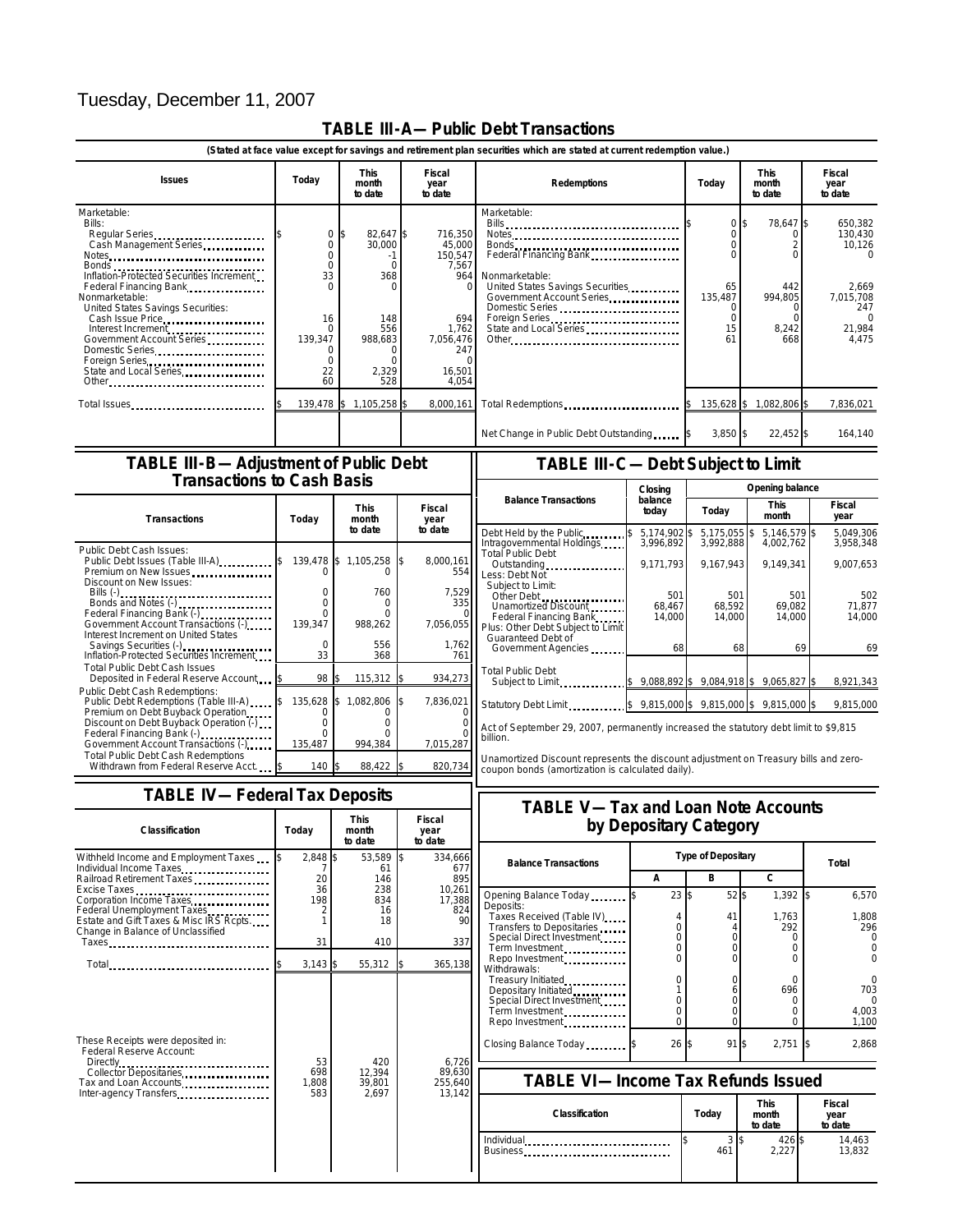Tuesday, December 11, 2007

## TABLE III-A— Public Debt Transactions

(Stated at face value except for savings and retirement plan securities which are stated at current redemption value.)

| Issues | Today | This month to date | Fiscal year to date |
|---|---|---|---|
| Marketable: | | | |
| Bills: | | | |
| Regular Series | $ 0 | $ 82,647 | $ 716,350 |
| Cash Management Series | 0 | 30,000 | 45,000 |
| Notes | 0 | -1 | 150,547 |
| Bonds | 0 | 0 | 7,567 |
| Inflation-Protected Securities Increment | 33 | 368 | 964 |
| Federal Financing Bank | 0 | 0 | 0 |
| Nonmarketable: | | | |
| United States Savings Securities: | | | |
| Cash Issue Price | 16 | 148 | 694 |
| Interest Increment | 0 | 556 | 1,762 |
| Government Account Series | 139,347 | 988,683 | 7,056,476 |
| Domestic Series | 0 | 0 | 247 |
| Foreign Series | 0 | 0 | 0 |
| State and Local Series | 22 | 2,329 | 16,501 |
| Other | 60 | 528 | 4,054 |
| Total Issues | $ 139,478 | $ 1,105,258 | $ 8,000,161 |

| Redemptions | Today | This month to date | Fiscal year to date |
|---|---|---|---|
| Marketable: | | | |
| Bills | $ 0 | $ 78,647 | $ 650,382 |
| Notes | 0 | 0 | 130,430 |
| Bonds | 0 | 2 | 10,126 |
| Federal Financing Bank | 0 | 0 | 0 |
| Nonmarketable: | | | |
| United States Savings Securities | 65 | 442 | 2,669 |
| Government Account Series | 135,487 | 994,805 | 7,015,708 |
| Domestic Series | 0 | 0 | 247 |
| Foreign Series | 0 | 0 | 0 |
| State and Local Series | 15 | 8,242 | 21,984 |
| Other | 61 | 668 | 4,475 |
| Total Redemptions | $ 135,628 | $ 1,082,806 | $ 7,836,021 |
| Net Change in Public Debt Outstanding | $ 3,850 | $ 22,452 | $ 164,140 |

## TABLE III-B— Adjustment of Public Debt Transactions to Cash Basis

| Transactions | Today | This month to date | Fiscal year to date |
|---|---|---|---|
| Public Debt Cash Issues: | | | |
| Public Debt Issues (Table III-A) | $ 139,478 | $ 1,105,258 | $ 8,000,161 |
| Premium on New Issues | 0 | 0 | 554 |
| Discount on New Issues: | | | |
| Bills (-) | 0 | 760 | 7,529 |
| Bonds and Notes (-) | 0 | 0 | 335 |
| Federal Financing Bank (-) | 0 | 0 | 0 |
| Government Account Transactions (-) | 139,347 | 988,262 | 7,056,055 |
| Interest Increment on United States Savings Securities (-) | 0 | 556 | 1,762 |
| Inflation-Protected Securities Increment | 33 | 368 | 761 |
| Total Public Debt Cash Issues Deposited in Federal Reserve Account | $ 98 | $ 115,312 | $ 934,273 |
| Public Debt Cash Redemptions: | | | |
| Public Debt Redemptions (Table III-A) | $ 135,628 | $ 1,082,806 | $ 7,836,021 |
| Premium on Debt Buyback Operation | 0 | 0 | 0 |
| Discount on Debt Buyback Operation (-) | 0 | 0 | 0 |
| Federal Financing Bank (-) | 0 | 0 | 0 |
| Government Account Transactions (-) | 135,487 | 994,384 | 7,015,287 |
| Total Public Debt Cash Redemptions Withdrawn from Federal Reserve Acct. | $ 140 | $ 88,422 | $ 820,734 |

## TABLE III-C— Debt Subject to Limit

| Balance Transactions | Closing balance today | Opening balance Today | This month | Fiscal year |
|---|---|---|---|---|
| Debt Held by the Public | $ 5,174,902 | $ 5,175,055 | $ 5,146,579 | $ 5,049,306 |
| Intragovernmental Holdings | 3,996,892 | 3,992,888 | 4,002,762 | 3,958,348 |
| Total Public Debt Outstanding | 9,171,793 | 9,167,943 | 9,149,341 | 9,007,653 |
| Less: Debt Not Subject to Limit: | | | | |
| Other Debt | 501 | 501 | 501 | 502 |
| Unamortized Discount | 68,467 | 68,592 | 69,082 | 71,877 |
| Federal Financing Bank | 14,000 | 14,000 | 14,000 | 14,000 |
| Plus: Other Debt Subject to Limit Guaranteed Debt of Government Agencies | 68 | 68 | 69 | 69 |
| Total Public Debt Subject to Limit | $ 9,088,892 | $ 9,084,918 | $ 9,065,827 | $ 8,921,343 |
| Statutory Debt Limit | $ 9,815,000 | $ 9,815,000 | $ 9,815,000 | $ 9,815,000 |

Act of September 29, 2007, permanently increased the statutory debt limit to $9,815 billion.

Unamortized Discount represents the discount adjustment on Treasury bills and zero-coupon bonds (amortization is calculated daily).

## TABLE IV— Federal Tax Deposits

| Classification | Today | This month to date | Fiscal year to date |
|---|---|---|---|
| Withheld Income and Employment Taxes | $ 2,848 | $ 53,589 | $ 334,666 |
| Individual Income Taxes | 7 | 61 | 677 |
| Railroad Retirement Taxes | 20 | 146 | 895 |
| Excise Taxes | 36 | 238 | 10,261 |
| Corporation Income Taxes | 198 | 834 | 17,388 |
| Federal Unemployment Taxes | 2 | 16 | 824 |
| Estate and Gift Taxes & Misc IRS Rcpts. | 1 | 18 | 90 |
| Change in Balance of Unclassified Taxes | 31 | 410 | 337 |
| Total | $ 3,143 | $ 55,312 | $ 365,138 |
| These Receipts were deposited in: | | | |
| Federal Reserve Account: | | | |
| Directly | 53 | 420 | 6,726 |
| Collector Depositaries | 698 | 12,394 | 89,630 |
| Tax and Loan Accounts | 1,808 | 39,801 | 255,640 |
| Inter-agency Transfers | 583 | 2,697 | 13,142 |

## TABLE V— Tax and Loan Note Accounts by Depositary Category

| Balance Transactions | Type of Depositary A | B | C | Total |
|---|---|---|---|---|
| Opening Balance Today | $ 23 | $ 52 | $ 1,392 | $ 6,570 |
| Deposits: | | | | |
| Taxes Received (Table IV) | 4 | 41 | 1,763 | 1,808 |
| Transfers to Depositaries | 0 | 4 | 292 | 296 |
| Special Direct Investment | 0 | 0 | 0 | 0 |
| Term Investment | 0 | 0 | 0 | 0 |
| Repo Investment | 0 | 0 | 0 | 0 |
| Withdrawals: | | | | |
| Treasury Initiated | 0 | 0 | 0 | 0 |
| Depositary Initiated | 1 | 6 | 696 | 703 |
| Special Direct Investment | 0 | 0 | 0 | 0 |
| Term Investment | 0 | 0 | 0 | 4,003 |
| Repo Investment | 0 | 0 | 0 | 1,100 |
| Closing Balance Today | $ 26 | $ 91 | $ 2,751 | $ 2,868 |

## TABLE VI— Income Tax Refunds Issued

| Classification | Today | This month to date | Fiscal year to date |
|---|---|---|---|
| Individual | $ 3 | $ 426 | $ 14,463 |
| Business | 461 | 2,227 | 13,832 |